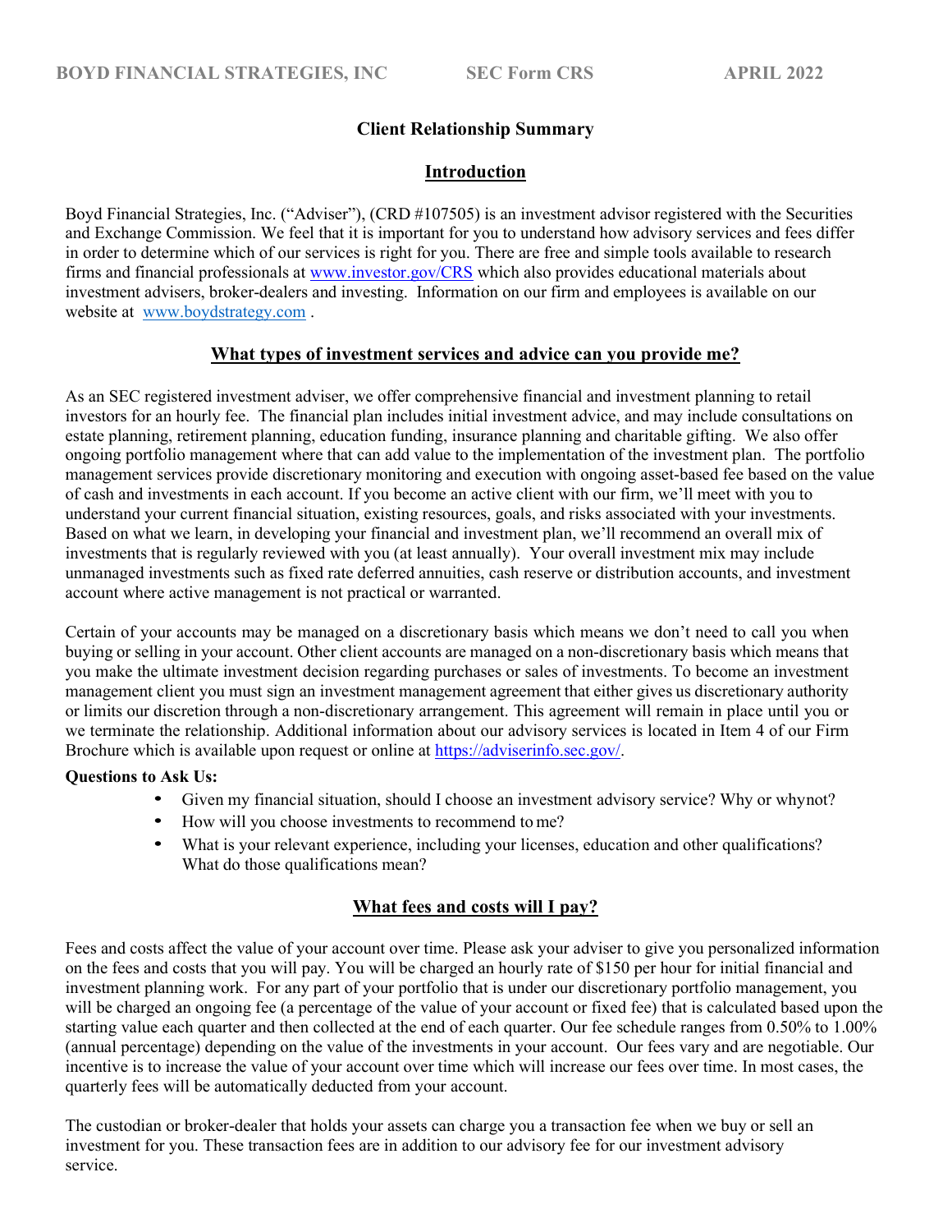BOYD FINANCIAL STRATEGIES, INC SEC Form CRS APRIL 2022

## Client Relationship Summary

### Introduction

Boyd Financial Strategies, Inc. ("Adviser"), (CRD #107505) is an investment advisor registered with the Securities and Exchange Commission. We feel that it is important for you to understand how advisory services and fees differ in order to determine which of our services is right for you. There are free and simple tools available to research firms and financial professionals at [www.investor.gov/CRS](www.investor.gov/CRS) which also provides educational materials about investment advisers, broker-dealers and investing. Information on our firm and employees is available on our website at [www.boydstrategy.com](www.boydstrategy.com) .

### What types of investment services and advice can you provide me?

As an SEC registered investment adviser, we offer comprehensive financial and investment planning to retail investors for an hourly fee. The financial plan includes initial investment advice, and may include consultations on estate planning, retirement planning, education funding, insurance planning and charitable gifting. We also offer ongoing portfolio management where that can add value to the implementation of the investment plan. The portfolio management services provide discretionary monitoring and execution with ongoing asset-based fee based on the value of cash and investments in each account. If you become an active client with our firm, we'll meet with you to understand your current financial situation, existing resources, goals, and risks associated with your investments. Based on what we learn, in developing your financial and investment plan, we'll recommend an overall mix of investments that is regularly reviewed with you (at least annually). Your overall investment mix may include unmanaged investments such as fixed rate deferred annuities, cash reserve or distribution accounts, and investment account where active management is not practical or warranted.

Certain of your accounts may be managed on a discretionary basis which means we don't need to call you when buying or selling in your account. Other client accounts are managed on a non-discretionary basis which means that you make the ultimate investment decision regarding purchases or sales of investments. To become an investment management client you must sign an investment management agreement that either gives us discretionary authority or limits our discretion through a non-discretionary arrangement. This agreement will remain in place until you or we terminate the relationship. Additional information about our advisory services is located in Item 4 of our Firm Brochure which is available upon request or online at [https://adviserinfo.sec.gov/](https://adviserinfo.sec.gov/).

**Questions to Ask Us:**

- Given my financial situation, should I choose an investment advisory service? Why or whynot?
- How will you choose investments to recommend to me?
- What is your relevant experience, including your licenses, education and other qualifications? What do those qualifications mean?

### What fees and costs will I pay?

Fees and costs affect the value of your account over time. Please ask your adviser to give you personalized information on the fees and costs that you will pay. You will be charged an hourly rate of $150 per hour for initial financial and investment planning work. For any part of your portfolio that is under our discretionary portfolio management, you will be charged an ongoing fee (a percentage of the value of your account or fixed fee) that is calculated based upon the starting value each quarter and then collected at the end of each quarter. Our fee schedule ranges from 0.50% to 1.00% (annual percentage) depending on the value of the investments in your account. Our fees vary and are negotiable. Our incentive is to increase the value of your account over time which will increase our fees over time. In most cases, the quarterly fees will be automatically deducted from your account.

The custodian or broker-dealer that holds your assets can charge you a transaction fee when we buy or sell an investment for you. These transaction fees are in addition to our advisory fee for our investment advisory service.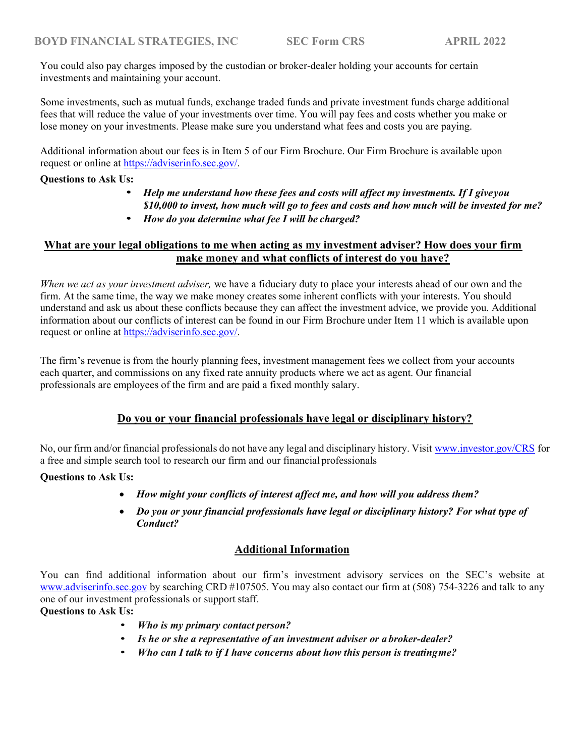You could also pay charges imposed by the custodian or broker-dealer holding your accounts for certain investments and maintaining your account.

Some investments, such as mutual funds, exchange traded funds and private investment funds charge additional fees that will reduce the value of your investments over time. You will pay fees and costs whether you make or lose money on your investments. Please make sure you understand what fees and costs you are paying.

Additional information about our fees is in Item 5 of our Firm Brochure. Our Firm Brochure is available upon request or online at https://adviserinfo.sec.gov/.

**Questions to Ask Us:**

- ***Help me understand how these fees and costs will affect my investments. If I giveyou $10,000 to invest, how much will go to fees and costs and how much will be invested for me?***
- ***How do you determine what fee I will be charged?***

## What are your legal obligations to me when acting as my investment adviser? How does your firm make money and what conflicts of interest do you have?

*When we act as your investment adviser,* we have a fiduciary duty to place your interests ahead of our own and the firm. At the same time, the way we make money creates some inherent conflicts with your interests. You should understand and ask us about these conflicts because they can affect the investment advice, we provide you. Additional information about our conflicts of interest can be found in our Firm Brochure under Item 11 which is available upon request or online at https://adviserinfo.sec.gov/.

The firm's revenue is from the hourly planning fees, investment management fees we collect from your accounts each quarter, and commissions on any fixed rate annuity products where we act as agent. Our financial professionals are employees of the firm and are paid a fixed monthly salary.

## Do you or your financial professionals have legal or disciplinary history?

No, our firm and/or financial professionals do not have any legal and disciplinary history. Visit www.investor.gov/CRS for a free and simple search tool to research our firm and our financial professionals

**Questions to Ask Us:**

- ***How might your conflicts of interest affect me, and how will you address them?***
- ***Do you or your financial professionals have legal or disciplinary history? For what type of Conduct?***

## Additional Information

You can find additional information about our firm's investment advisory services on the SEC's website at www.adviserinfo.sec.gov by searching CRD #107505. You may also contact our firm at (508) 754-3226 and talk to any one of our investment professionals or support staff.

**Questions to Ask Us:**

- ***Who is my primary contact person?***
- ***Is he or she a representative of an investment adviser or a broker-dealer?***
- ***Who can I talk to if I have concerns about how this person is treatingme?***